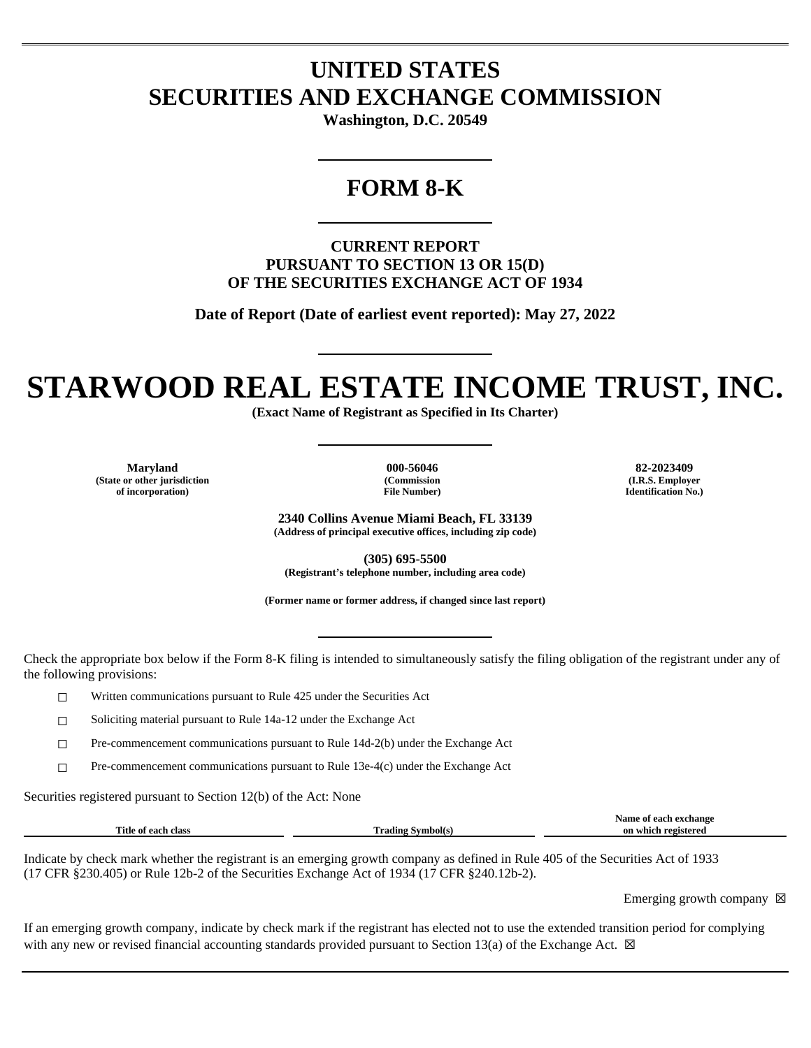# UNITED STATES
# SECURITIES AND EXCHANGE COMMISSION

**Washington, D.C. 20549**

# FORM 8-K

**CURRENT REPORT**
**PURSUANT TO SECTION 13 OR 15(D)**
**OF THE SECURITIES EXCHANGE ACT OF 1934**

**Date of Report (Date of earliest event reported): May 27, 2022**

# STARWOOD REAL ESTATE INCOME TRUST, INC.

**(Exact Name of Registrant as Specified in Its Charter)**

| Maryland | 000-56046 | 82-2023409 |
|---|---|---|
| (State or other jurisdiction of incorporation) | (Commission File Number) | (I.R.S. Employer Identification No.) |

**2340 Collins Avenue Miami Beach, FL 33139**
**(Address of principal executive offices, including zip code)**

**(305) 695-5500**
**(Registrant's telephone number, including area code)**

**(Former name or former address, if changed since last report)**

Check the appropriate box below if the Form 8-K filing is intended to simultaneously satisfy the filing obligation of the registrant under any of the following provisions:

☐ Written communications pursuant to Rule 425 under the Securities Act

☐ Soliciting material pursuant to Rule 14a-12 under the Exchange Act

☐ Pre-commencement communications pursuant to Rule 14d-2(b) under the Exchange Act

☐ Pre-commencement communications pursuant to Rule 13e-4(c) under the Exchange Act

Securities registered pursuant to Section 12(b) of the Act: None

| Title of each class | Trading Symbol(s) | Name of each exchange on which registered |
|---|---|---|

Indicate by check mark whether the registrant is an emerging growth company as defined in Rule 405 of the Securities Act of 1933 (17 CFR §230.405) or Rule 12b-2 of the Securities Exchange Act of 1934 (17 CFR §240.12b-2).

Emerging growth company ☒

If an emerging growth company, indicate by check mark if the registrant has elected not to use the extended transition period for complying with any new or revised financial accounting standards provided pursuant to Section 13(a) of the Exchange Act. ☒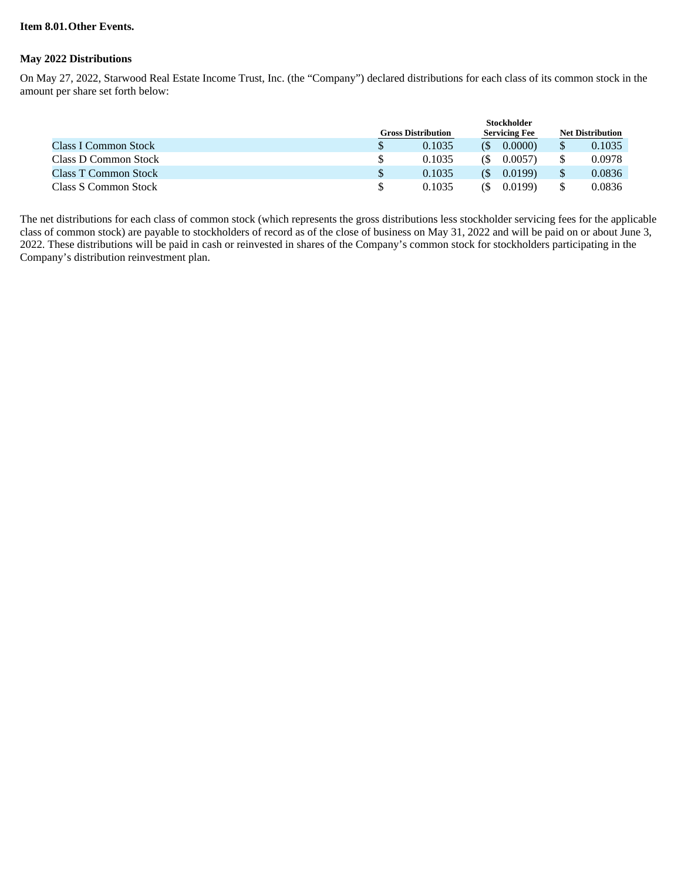**Item 8.01. Other Events.**

**May 2022 Distributions**

On May 27, 2022, Starwood Real Estate Income Trust, Inc. (the "Company") declared distributions for each class of its common stock in the amount per share set forth below:

| | Gross Distribution | Stockholder Servicing Fee | Net Distribution |
|---|---|---|---|
| Class I Common Stock | $ 0.1035 | ($ 0.0000) | $ 0.1035 |
| Class D Common Stock | $ 0.1035 | ($ 0.0057) | $ 0.0978 |
| Class T Common Stock | $ 0.1035 | ($ 0.0199) | $ 0.0836 |
| Class S Common Stock | $ 0.1035 | ($ 0.0199) | $ 0.0836 |

The net distributions for each class of common stock (which represents the gross distributions less stockholder servicing fees for the applicable class of common stock) are payable to stockholders of record as of the close of business on May 31, 2022 and will be paid on or about June 3, 2022. These distributions will be paid in cash or reinvested in shares of the Company's common stock for stockholders participating in the Company's distribution reinvestment plan.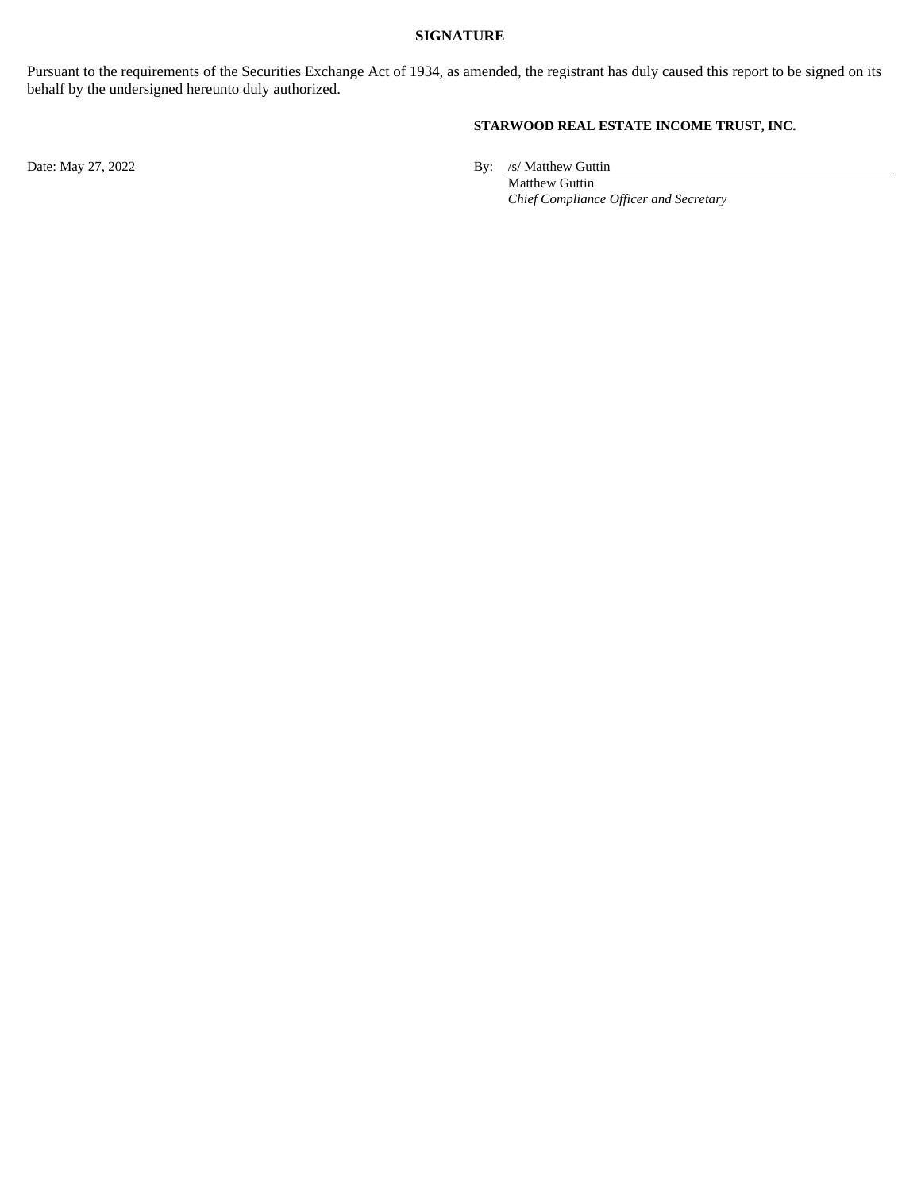**SIGNATURE**

Pursuant to the requirements of the Securities Exchange Act of 1934, as amended, the registrant has duly caused this report to be signed on its behalf by the undersigned hereunto duly authorized.

**STARWOOD REAL ESTATE INCOME TRUST, INC.**

Date: May 27, 2022

By: /s/ Matthew Guttin
Matthew Guttin
*Chief Compliance Officer and Secretary*